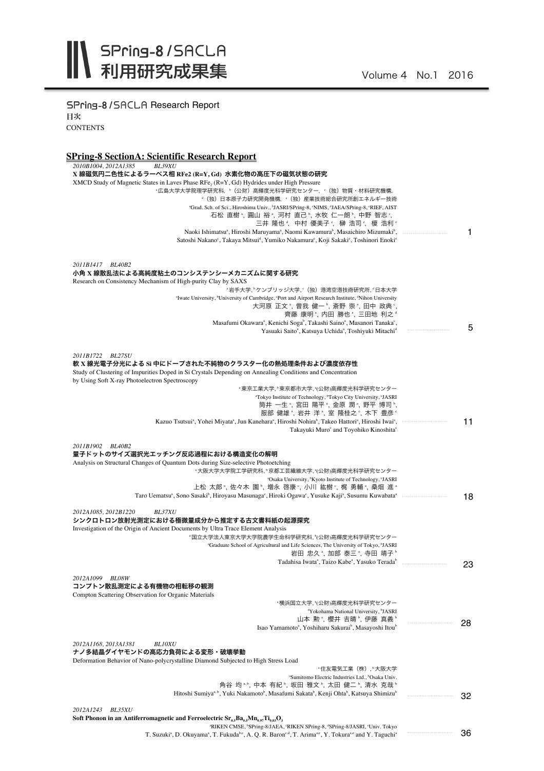# SPring-8 / SACLA 利用研究成果集

Volume 4 No.1 2016

SPring-8 / SACLA Research Report

目次

CONTENTS

## SPring-8 SectionA: Scientific Research Report

*2010B1004, 2012A1385 BL39XU*

**X 線磁気円二色性によるラーベス相 RFe2 (R=Y, Gd) 水素化物の高圧下の磁気状態の研究**

XMCD Study of Magnetic States in Laves Phase $RFe_2$ (R=Y, Gd) Hydrides under High Pressure

[a]広島大学大学院理学研究科, [b]（公財）高輝度光科学研究センター, [c]（独）物質・材料研究機構, [d]（独）日本原子力研究開発機構, [e]（独）産業技術総合研究所創エネルギー技術

[a]Grad. Sch. of Sci., Hiroshima Univ., [b]JASRI/SPring-8, [c]NIMS, [d]JAEA/SPring-8, [e]RIEF, AIST

石松 直樹[a], 圓山 裕[a], 河村 直己[b], 水牧 仁一朗[b], 中野 智志[c], 三井 隆也[d], 中村 優美子[e], 榊 浩司[e], 榎 浩利[e]

Naoki Ishimatsu[a], Hiroshi Maruyama[a], Naomi Kawamura[b], Masaichiro Mizumaki[b], Satoshi Nakano[c], Takaya Mitsui[d], Yumiko Nakamura[e], Koji Sakaki[e], Toshinori Enoki[e] ..... 1

*2011B1417 BL40B2*

**小角 X 線散乱法による高純度粘土のコンシステンシーメカニズムに関する研究**

Research on Consistency Mechanism of High-purity Clay by SAXS

[a]岩手大学, [b]ケンブリッジ大学, [c]（独）港湾空港技術研究所, [d]日本大学

[a]Iwate University, [b]University of Cambridge, [c]Port and Airport Research Institute, [d]Nihon University

大河原 正文[a], 曽我 健一[b], 斎野 崇[a], 田中 政典[c], 齊藤 康明[a], 内田 勝也[a], 三田地 利之[d]

Masafumi Okawara[a], Kenichi Soga[b], Takashi Saino[a], Masanori Tanaka[c], Yasuaki Saito[a], Katsuya Uchida[a], Toshiyuki Mitachi[d] ..... 5

*2011B1722 BL27SU*

**軟 X 線光電子分光による Si 中にドープされた不純物のクラスター化の熱処理条件および濃度依存性**

Study of Clustering of Impurities Doped in Si Crystals Depending on Annealing Conditions and Concentration by Using Soft X-ray Photoelectron Spectroscopy

[a]東京工業大学, [b]東京都市大学, [c]（公財）高輝度光科学研究センター

[a]Tokyo Institute of Technology, [b]Tokyo City University, [c]JASRI

筒井 一生[a], 宮田 陽平[a], 金原 潤[a], 野平 博司[b], 服部 健雄[a], 岩井 洋[a], 室 隆桂之[c], 木下 豊彦[c]

Kazuo Tsutsui[a], Yohei Miyata[a], Jun Kanehara[a], Hiroshi Nohira[b], Takeo Hattori[a], Hiroshi Iwai[a], Takayuki Muro[c] and Toyohiko Kinoshita[c] ..... 11

*2011B1902 BL40B2*

**量子ドットのサイズ選択光エッチング反応過程における構造変化の解明**

Analysis on Structural Changes of Quantum Dots during Size-selective Photoetching

[a]大阪大学大学院工学研究科, [b]京都工芸繊維大学, [c]（公財）高輝度光科学研究センター

[a]Osaka University, [b]Kyoto Institute of Technology, [c]JASRI

上松 太郎[a], 佐々木 園[b], 増永 啓康[c], 小川 紘樹[c], 梶 勇輔[a], 桑畑 進[a]

Taro Uematsu[a], Sono Sasaki[b], Hiroyasu Masunaga[c], Hiroki Ogawa[c], Yusuke Kaji[a], Susumu Kuwabata[a] ..... 18

*2012A1085, 2012B1220 BL37XU*

**シンクロトロン放射光測定における極微量成分から推定する古文書料紙の起源探究**

Investigation of the Origin of Ancient Documents by Ultra Trace Element Analysis

[a]国立大学法人東京大学大学院農学生命科学研究科, [b]（公財）高輝度光科学研究センター

[a]Graduate School of Agricultural and Life Sciences, The University of Tokyo, [b]JASRI

岩田 忠久[a], 加部 泰三[a], 寺田 靖子[b]

Tadahisa Iwata[a], Taizo Kabe[a], Yasuko Terada[b] ..... 23

*2012A1099 BL08W*

**コンプトン散乱測定による有機物の相転移の観測**

Compton Scattering Observation for Organic Materials

[a]横浜国立大学, [b]（公財）高輝度光科学研究センター

[a]Yokohama National University, [b]JASRI

山本 勲[a], 櫻井 吉晴[b], 伊藤 真義[b]

Isao Yamamoto[a], Yoshiharu Sakurai[b], Masayoshi Itou[b] ..... 28

*2012A1168, 2013A1381 BL10XU*

**ナノ多結晶ダイヤモンドの高応力負荷による変形・破壊挙動**

Deformation Behavior of Nano-polycrystalline Diamond Subjected to High Stress Load

[a]住友電気工業（株）, [b]大阪大学

[a]Sumitomo Electric Industries Ltd., [b]Osaka Univ.

角谷 均[a,b], 中本 有紀[b], 坂田 雅文[b], 太田 健二[b], 清水 克哉[b]

Hitoshi Sumiya[a,b], Yuki Nakamoto[b], Masafumi Sakata[b], Kenji Ohta[b], Katsuya Shimizu[b] ..... 32

*2012A1243 BL35XU*

**Soft Phonon in an Antiferromagnetic and Ferroelectric $Sr_{0.5}Ba_{0.5}Mn_{0.97}Ti_{0.03}O_3$**

[a]RIKEN CMSE, [b]SPring-8/JAEA, [c]RIKEN SPring-8, [d]SPring-8/JASRI, [e]Univ. Tokyo

T. Suzuki[a], D. Okuyama[a], T. Fukuda[b,c], A. Q. R. Baron[c,d], T. Arima[a,e], Y. Tokura[a,e] and Y. Taguchi[a] ..... 36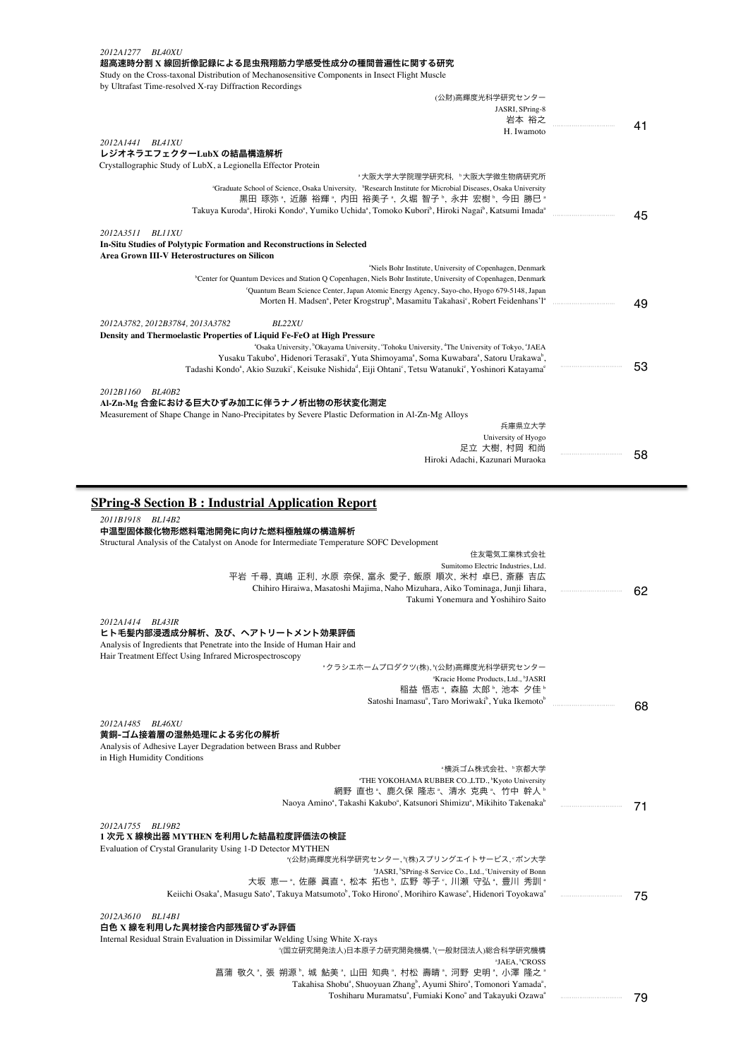*2012A1277　BL40XU*

**超高速時分割 X 線回折像記録による昆虫飛翔筋力学感受性成分の種間普遍性に関する研究**

Study on the Cross-taxonal Distribution of Mechanosensitive Components in Insect Flight Muscle by Ultrafast Time-resolved X-ray Diffraction Recordings

(公財)高輝度光科学研究センター
JASRI, SPring-8
岩本 裕之
H. Iwamoto ……………… 41

*2012A1441　BL41XU*

**レジオネラエフェクターLubX の結晶構造解析**

Crystallographic Study of LubX, a Legionella Effector Protein

[a]大阪大学大学院理学研究科, [b]大阪大学微生物病研究所
[a]Graduate School of Science, Osaka University, [b]Research Institute for Microbial Diseases, Osaka University
黒田 琢弥[a], 近藤 裕輝[a], 内田 裕美子[a], 久堀 智子[b], 永井 宏樹[b], 今田 勝巳[a]
Takuya Kuroda[a], Hiroki Kondo[a], Yumiko Uchida[a], Tomoko Kubori[b], Hiroki Nagai[b], Katsumi Imada[a] ……………… 45

*2012A3511　BL11XU*

**In-Situ Studies of Polytypic Phase Formation and Reconstructions in Selected Area Grown III-V Heterostructures on Silicon**

[a]Niels Bohr Institute, University of Copenhagen, Denmark
[b]Center for Quantum Devices and Station Q Copenhagen, Niels Bohr Institute, University of Copenhagen, Denmark
[c]Quantum Beam Science Center, Japan Atomic Energy Agency, Sayo-cho, Hyogo 679-5148, Japan
Morten H. Madsen[a], Peter Krogstrup[b], Masamitu Takahasi[c], Robert Feidenhans'l[a] ……………… 49

*2012A3782, 2012B3784, 2013A3782　BL22XU*

**Density and Thermoelastic Properties of Liquid Fe-FeO at High Pressure**

[a]Osaka University, [b]Okayama University, [c]Tohoku University, [d]The University of Tokyo, [e]JAEA
Yusaku Takubo[a], Hidenori Terasaki[a], Yuta Shimoyama[a], Soma Kuwabara[a], Satoru Urakawa[b],
Tadashi Kondo[a], Akio Suzuki[c], Keisuke Nishida[d], Eiji Ohtani[c], Tetsu Watanuki[e], Yoshinori Katayama[e] ……………… 53

*2012B1160　BL40B2*

**Al-Zn-Mg 合金における巨大ひずみ加工に伴うナノ析出物の形状変化測定**

Measurement of Shape Change in Nano-Precipitates by Severe Plastic Deformation in Al-Zn-Mg Alloys

兵庫県立大学
University of Hyogo
足立 大樹, 村岡 和尚
Hiroki Adachi, Kazunari Muraoka ……………… 58

---

## SPring-8 Section B : Industrial Application Report

*2011B1918　BL14B2*

**中温型固体酸化物形燃料電池開発に向けた燃料極触媒の構造解析**

Structural Analysis of the Catalyst on Anode for Intermediate Temperature SOFC Development

住友電気工業株式会社
Sumitomo Electric Industries, Ltd.
平岩 千尋, 真嶋 正利, 水原 奈保, 富永 愛子, 飯原 順次, 米村 卓巳, 斎藤 吉広
Chihiro Hiraiwa, Masatoshi Majima, Naho Mizuhara, Aiko Tominaga, Junji Iihara, Takumi Yonemura and Yoshihiro Saito ……………… 62

*2012A1414　BL43IR*

**ヒト毛髪内部浸透成分解析、及び、ヘアトリートメント効果評価**

Analysis of Ingredients that Penetrate into the Inside of Human Hair and Hair Treatment Effect Using Infrared Microspectroscopy

[a]クラシエホームプロダクツ(株), [b](公財)高輝度光科学研究センター
[a]Kracie Home Products, Ltd., [b]JASRI
稲益 悟志[a], 森脇 太郎[b], 池本 夕佳[b]
Satoshi Inamasu[a], Taro Moriwaki[b], Yuka Ikemoto[b] ……………… 68

*2012A1485　BL46XU*

**黄銅-ゴム接着層の湿熱処理による劣化の解析**

Analysis of Adhesive Layer Degradation between Brass and Rubber in High Humidity Conditions

[a]横浜ゴム株式会社、[b]京都大学
[a]THE YOKOHAMA RUBBER CO.,LTD., [b]Kyoto University
網野 直也[a]、鹿久保 隆志[a]、清水 克典[a]、竹中 幹人[b]
Naoya Amino[a], Takashi Kakubo[a], Katsunori Shimizu[a], Mikihito Takenaka[b] ……………… 71

*2012A1755　BL19B2*

**1 次元 X 線検出器 MYTHEN を利用した結晶粒度評価法の検証**

Evaluation of Crystal Granularity Using 1-D Detector MYTHEN

[a](公財)高輝度光科学研究センター, [b](株)スプリングエイトサービス, [c]ボン大学
[a]JASRI, [b]SPring-8 Service Co., Ltd., [c]University of Bonn
大坂 恵一[a], 佐藤 眞直[a], 松本 拓也[b], 広野 等子[c], 川瀬 守弘[a], 豊川 秀訓[a]
Keiichi Osaka[a], Masugu Sato[a], Takuya Matsumoto[b], Toko Hirono[c], Morihiro Kawase[a], Hidenori Toyokawa[a] ……………… 75

*2012A3610　BL14B1*

**白色 X 線を利用した異材接合内部残留ひずみ評価**

Internal Residual Strain Evaluation in Dissimilar Welding Using White X-rays

[a](国立研究開発法人)日本原子力研究開発機構, [b](一般財団法人)総合科学研究機構
[a]JAEA, [b]CROSS
菖蒲 敬久[a], 張 朔源[b], 城 鮎美[a], 山田 知典[a], 村松 壽晴[a], 河野 史明[a], 小澤 隆之[a]
Takahisa Shobu[a], Shuoyuan Zhang[b], Ayumi Shiro[a], Tomonori Yamada[a],
Toshiharu Muramatsu[a], Fumiaki Kono[a] and Takayuki Ozawa[a] ……………… 79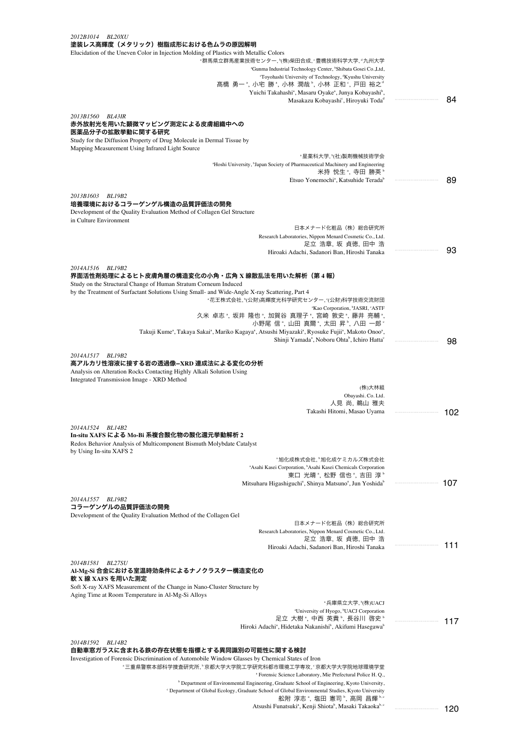*2012B1014 BL20XU*

**塗装レス高輝度（メタリック）樹脂成形における色ムラの原因解明**

Elucidation of the Uneven Color in Injection Molding of Plastics with Metallic Colors

[a]群馬県立群馬産業技術センター, [b](株)柴田合成, [c]豊橋技術科学大学, [d]九州大学

[a]Gunma Industrial Technology Center, [b]Shibata Gosei Co.,Ltd, [c]Toyohashi University of Technology, [d]Kyushu University

髙橋 勇一[a], 小宅 勝[a], 小林 潤哉[b], 小林 正和[c], 戸田 裕之[d]

Yuichi Takahashi[a], Masaru Oyake[a], Junya Kobayashi[b], Masakazu Kobayashi[c], Hiroyuki Toda[d] ……… 84

*2013B1560 BL43IR*

**赤外放射光を用いた顕微マッピング測定による皮膚組織中への医薬品分子の拡散挙動に関する研究**

Study for the Diffusion Property of Drug Molecule in Dermal Tissue by Mapping Measurement Using Infrared Light Source

[a]星薬科大学, [b](社)製剤機械技術学会

[a]Hoshi University, [b]Japan Society of Pharmaceutical Machinery and Engineering

米持 悦生[a], 寺田 勝英[b]

Etsuo Yonemochi[a], Katsuhide Terada[b] ……… 89

*2013B1603 BL19B2*

**培養環境におけるコラーゲンゲル構造の品質評価法の開発**

Development of the Quality Evaluation Method of Collagen Gel Structure in Culture Environment

日本メナード化粧品（株）総合研究所

Research Laboratories, Nippon Menard Cosmetic Co., Ltd.

足立 浩章, 坂 貞徳, 田中 浩

Hiroaki Adachi, Sadanori Ban, Hiroshi Tanaka ……… 93

*2014A1516 BL19B2*

**界面活性剤処理によるヒト皮膚角層の構造変化の小角・広角 X 線散乱法を用いた解析（第 4 報）**

Study on the Structural Change of Human Stratum Corneum Induced by the Treatment of Surfactant Solutions Using Small- and Wide-Angle X-ray Scattering, Part 4

[a]花王株式会社, [b](公財)高輝度光科学研究センター, [c](公財)科学技術交流財団

[a]Kao Corporation, [b]JASRI, [c]ASTF

久米 卓志[a], 坂井 隆也[a], 加賀谷 真理子[a], 宮崎 敦史[a], 藤井 亮輔[a], 小野尾 信[a], 山田 真爾[a], 太田 昇[b], 八田 一郎[c]

Takuji Kume[a], Takaya Sakai[a], Mariko Kagaya[a], Atsushi Miyazaki[a], Ryosuke Fujii[a], Makoto Onoo[a], Shinji Yamada[a], Noboru Ohta[b], Ichiro Hatta[c] ……… 98

*2014A1517 BL19B2*

**高アルカリ性溶液に接する岩の透過像−XRD 連成法による変化の分析**

Analysis on Alteration Rocks Contacting Highly Alkali Solution Using Integrated Transmission Image - XRD Method

(株)大林組

Obayashi. Co. Ltd.

人見 尚, 鵜山 雅夫

Takashi Hitomi, Masao Uyama ……… 102

*2014A1524 BL14B2*

**In-situ XAFS による Mo-Bi 系複合酸化物の酸化還元挙動解析 2**

Redox Behavior Analysis of Multicomponent Bismuth Molybdate Catalyst by Using In-situ XAFS 2

[a]旭化成株式会社, [b]旭化成ケミカルズ株式会社

[a]Asahi Kasei Corporation, [b]Asahi Kasei Chemicals Corporation

東口 光晴[a], 松野 信也[a], 吉田 淳[b]

Mitsuharu Higashiguchi[a], Shinya Matsuno[a], Jun Yoshida[b] ……… 107

*2014A1557 BL19B2*

**コラーゲンゲルの品質評価法の開発**

Development of the Quality Evaluation Method of the Collagen Gel

日本メナード化粧品（株）総合研究所

Research Laboratories, Nippon Menard Cosmetic Co., Ltd.

足立 浩章, 坂 貞徳, 田中 浩

Hiroaki Adachi, Sadanori Ban, Hiroshi Tanaka ……… 111

*2014B1581 BL27SU*

**Al-Mg-Si 合金における室温時効条件によるナノクラスター構造変化の軟 X 線 XAFS を用いた測定**

Soft X-ray XAFS Measurement of the Change in Nano-Cluster Structure by Aging Time at Room Temperature in Al-Mg-Si Alloys

[a]兵庫県立大学, [b](株)UACJ

[a]University of Hyogo, [b]UACJ Corporation

足立 大樹[a], 中西 英貴[b], 長谷川 啓史[b]

Hiroki Adachi[a], Hidetaka Nakanishi[b], Akifumi Hasegawa[b] ……… 117

*2014B1592 BL14B2*

**自動車窓ガラスに含まれる鉄の存在状態を指標とする異同識別の可能性に関する検討**

Investigation of Forensic Discrimination of Automobile Window Glasses by Chemical States of Iron

[a]三重県警察本部科学捜査研究所, [b]京都大学大学院工学研究科都市環境工学専攻, [c]京都大学大学院地球環境学堂

[a]Forensic Science Laboratory, Mie Prefectural Police H. Q., [b]Department of Environmental Engineering, Graduate School of Engineering, Kyoto University, [c]Department of Global Ecology, Graduate School of Global Environmental Studies, Kyoto University

舩附 淳志[a], 塩田 憲司[b], 高岡 昌輝[b, c]

Atsushi Funatsuki[a], Kenji Shiota[b], Masaki Takaoka[b, c] ……… 120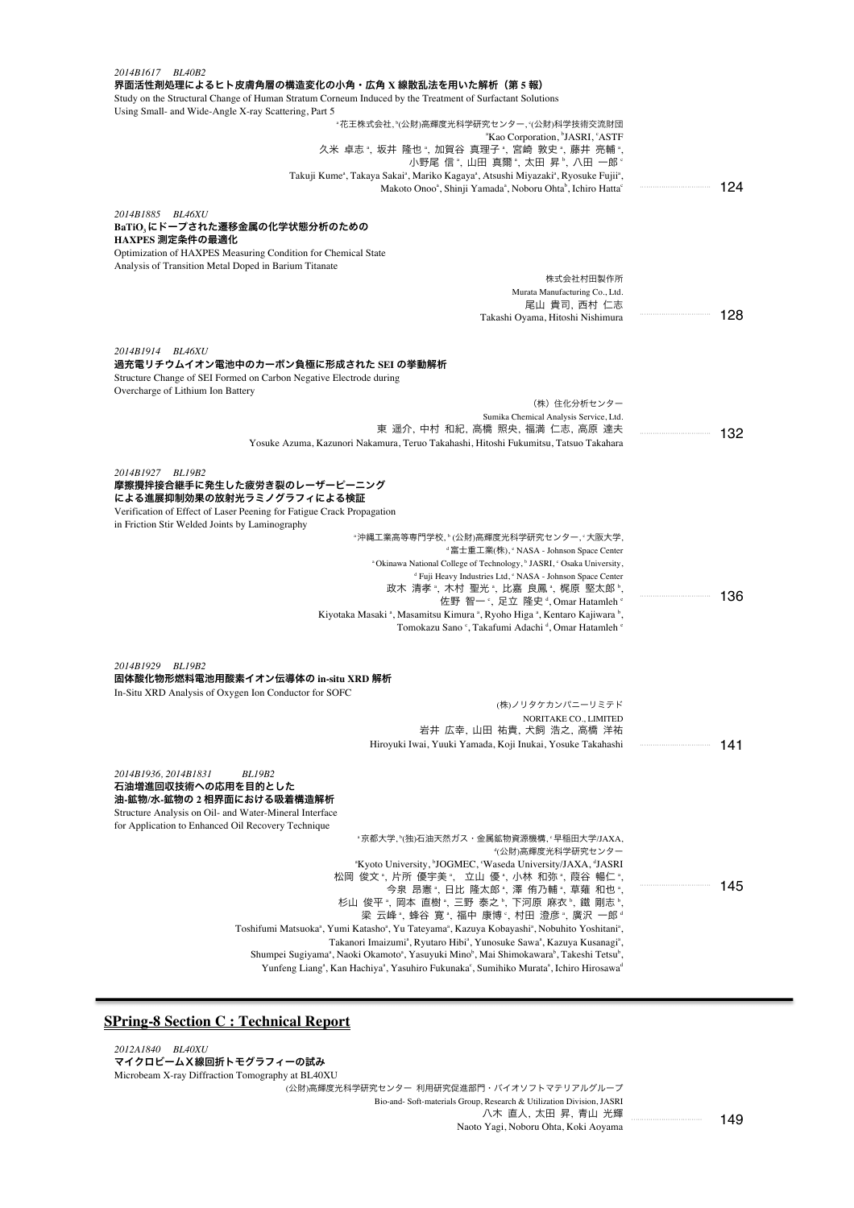*2014B1617　BL40B2*

**界面活性剤処理によるヒト皮膚角層の構造変化の小角・広角 X 線散乱法を用いた解析（第 5 報）**

Study on the Structural Change of Human Stratum Corneum Induced by the Treatment of Surfactant Solutions Using Small- and Wide-Angle X-ray Scattering, Part 5

[a]花王株式会社, [b](公財)高輝度光科学研究センター, [c](公財)科学技術交流財団
[a]Kao Corporation, [b]JASRI, [c]ASTF
久米 卓志[a], 坂井 隆也[a], 加賀谷 真理子[a], 宮崎 敦史[a], 藤井 亮輔[a], 小野尾 信[a], 山田 真爾[a], 太田 昇[b], 八田 一郎[c]
Takuji Kume[a], Takaya Sakai[a], Mariko Kagaya[a], Atsushi Miyazaki[a], Ryosuke Fujii[a], Makoto Onoo[a], Shinji Yamada[a], Noboru Ohta[b], Ichiro Hatta[c] ……… 124

*2014B1885　BL46XU*

**$BaTiO_3$ にドープされた遷移金属の化学状態分析のための HAXPES 測定条件の最適化**

Optimization of HAXPES Measuring Condition for Chemical State Analysis of Transition Metal Doped in Barium Titanate

株式会社村田製作所
Murata Manufacturing Co., Ltd.
尾山 貴司, 西村 仁志
Takashi Oyama, Hitoshi Nishimura ……… 128

*2014B1914　BL46XU*

**過充電リチウムイオン電池中のカーボン負極に形成された SEI の挙動解析**

Structure Change of SEI Formed on Carbon Negative Electrode during Overcharge of Lithium Ion Battery

（株）住化分析センター
Sumika Chemical Analysis Service, Ltd.
東 遥介, 中村 和紀, 高橋 照央, 福満 仁志, 高原 達夫
Yosuke Azuma, Kazunori Nakamura, Teruo Takahashi, Hitoshi Fukumitsu, Tatsuo Takahara ……… 132

*2014B1927　BL19B2*

**摩擦攪拌接合継手に発生した疲労き裂のレーザーピーニングによる進展抑制効果の放射光ラミノグラフィによる検証**

Verification of Effect of Laser Peening for Fatigue Crack Propagation in Friction Stir Welded Joints by Laminography

[a]沖縄工業高等専門学校, [b](公財)高輝度光科学研究センター, [c]大阪大学, [d]富士重工業(株), [e]NASA - Johnson Space Center
[a]Okinawa National College of Technology, [b]JASRI, [c]Osaka University, [d]Fuji Heavy Industries Ltd, [e]NASA - Johnson Space Center
政木 清孝[a], 木村 聖光[a], 比嘉 良鳳[a], 梶原 堅太郎[b], 佐野 智一[c], 足立 隆史[d], Omar Hatamleh[e]
Kiyotaka Masaki[a], Masamitsu Kimura[a], Ryoho Higa[a], Kentaro Kajiwara[b], Tomokazu Sano[c], Takafumi Adachi[d], Omar Hatamleh[e] ……… 136

*2014B1929　BL19B2*

**固体酸化物形燃料電池用酸素イオン伝導体の in-situ XRD 解析**

In-Situ XRD Analysis of Oxygen Ion Conductor for SOFC

(株)ノリタケカンパニーリミテド
NORITAKE CO., LIMITED
岩井 広幸, 山田 祐貴, 犬飼 浩之, 高橋 洋祐
Hiroyuki Iwai, Yuuki Yamada, Koji Inukai, Yosuke Takahashi ……… 141

*2014B1936, 2014B1831　BL19B2*

**石油増進回収技術への応用を目的とした油-鉱物/水-鉱物の 2 相界面における吸着構造解析**

Structure Analysis on Oil- and Water-Mineral Interface for Application to Enhanced Oil Recovery Technique

[a]京都大学, [b](独)石油天然ガス・金属鉱物資源機構, [c]早稲田大学/JAXA, [d](公財)高輝度光科学研究センター
[a]Kyoto University, [b]JOGMEC, [c]Waseda University/JAXA, [d]JASRI
松岡 俊文[a], 片所 優宇美[a], 立山 優[a], 小林 和弥[a], 葭谷 暢仁[a], 今泉 昂憲[a], 日比 隆太郎[a], 澤 侑乃輔[a], 草薙 和也[a], 杉山 俊平[a], 岡本 直樹[a], 三野 泰之[b], 下河原 麻衣[b], 鐵 剛志[b], 梁 云峰[a], 蜂谷 寛[a], 福中 康博[c], 村田 澄彦[a], 廣沢 一郎[d]
Toshifumi Matsuoka[a], Yumi Katasho[a], Yu Tateyama[a], Kazuya Kobayashi[a], Nobuhito Yoshitani[a], Takanori Imaizumi[a], Ryutaro Hibi[a], Yunosuke Sawa[a], Kazuya Kusanagi[a], Shumpei Sugiyama[a], Naoki Okamoto[a], Yasuyuki Mino[b], Mai Shimokawara[b], Takeshi Tetsu[b], Yunfeng Liang[a], Kan Hachiya[a], Yasuhiro Fukunaka[c], Sumihiko Murata[a], Ichiro Hirosawa[d] ……… 145

## SPring-8 Section C : Technical Report

*2012A1840　BL40XU*

**マイクロビームＸ線回折トモグラフィーの試み**

Microbeam X-ray Diffraction Tomography at BL40XU

(公財)高輝度光科学研究センター 利用研究促進部門・バイオソフトマテリアルグループ
Bio-and- Soft-materials Group, Research & Utilization Division, JASRI
八木 直人, 太田 昇, 青山 光輝
Naoto Yagi, Noboru Ohta, Koki Aoyama ……… 149